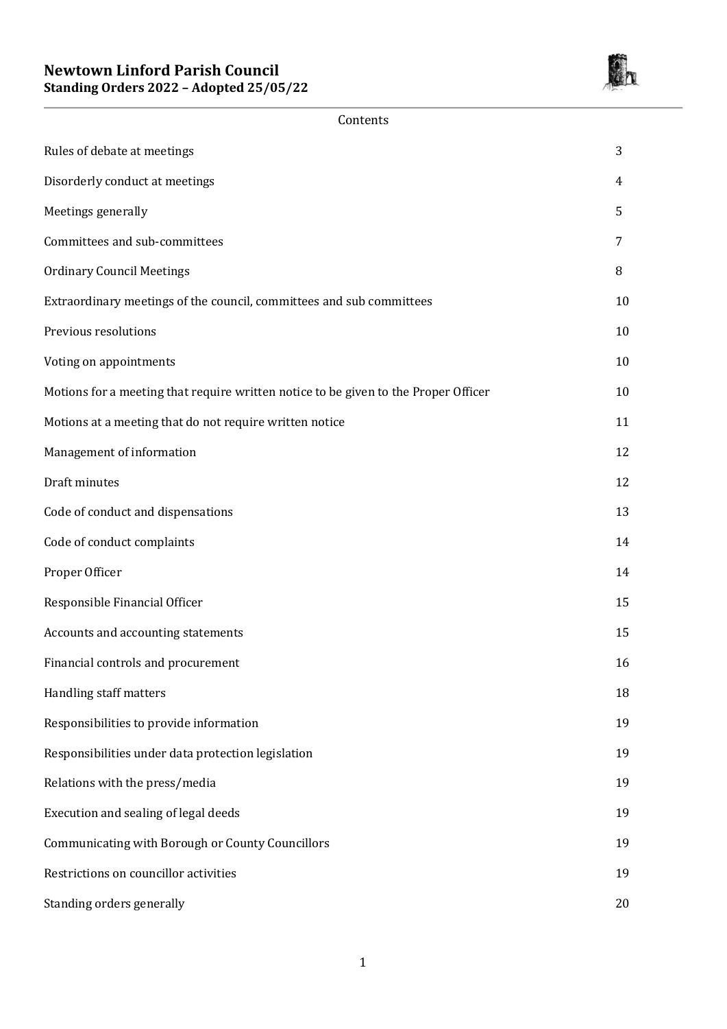# Newtown Linford Parish Council

**Standing Orders 2022 – Adopted 25/05/22**

Contents

| | |
|---|---|
| Rules of debate at meetings | 3 |
| Disorderly conduct at meetings | 4 |
| Meetings generally | 5 |
| Committees and sub-committees | 7 |
| Ordinary Council Meetings | 8 |
| Extraordinary meetings of the council, committees and sub committees | 10 |
| Previous resolutions | 10 |
| Voting on appointments | 10 |
| Motions for a meeting that require written notice to be given to the Proper Officer | 10 |
| Motions at a meeting that do not require written notice | 11 |
| Management of information | 12 |
| Draft minutes | 12 |
| Code of conduct and dispensations | 13 |
| Code of conduct complaints | 14 |
| Proper Officer | 14 |
| Responsible Financial Officer | 15 |
| Accounts and accounting statements | 15 |
| Financial controls and procurement | 16 |
| Handling staff matters | 18 |
| Responsibilities to provide information | 19 |
| Responsibilities under data protection legislation | 19 |
| Relations with the press/media | 19 |
| Execution and sealing of legal deeds | 19 |
| Communicating with Borough or County Councillors | 19 |
| Restrictions on councillor activities | 19 |
| Standing orders generally | 20 |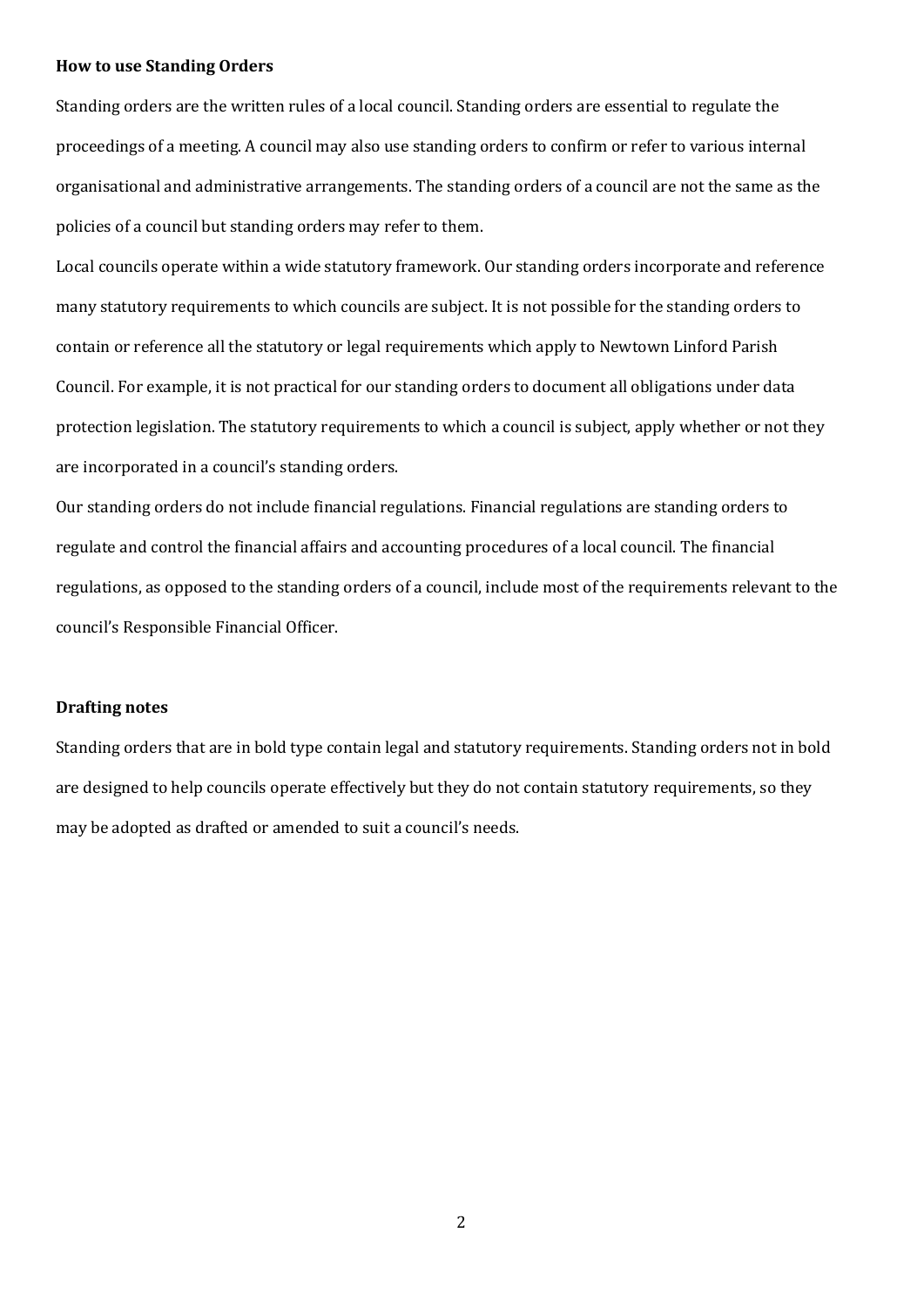**How to use Standing Orders**

Standing orders are the written rules of a local council. Standing orders are essential to regulate the proceedings of a meeting. A council may also use standing orders to confirm or refer to various internal organisational and administrative arrangements. The standing orders of a council are not the same as the policies of a council but standing orders may refer to them.

Local councils operate within a wide statutory framework. Our standing orders incorporate and reference many statutory requirements to which councils are subject. It is not possible for the standing orders to contain or reference all the statutory or legal requirements which apply to Newtown Linford Parish Council. For example, it is not practical for our standing orders to document all obligations under data protection legislation. The statutory requirements to which a council is subject, apply whether or not they are incorporated in a council's standing orders.

Our standing orders do not include financial regulations. Financial regulations are standing orders to regulate and control the financial affairs and accounting procedures of a local council. The financial regulations, as opposed to the standing orders of a council, include most of the requirements relevant to the council's Responsible Financial Officer.

**Drafting notes**

Standing orders that are in bold type contain legal and statutory requirements. Standing orders not in bold are designed to help councils operate effectively but they do not contain statutory requirements, so they may be adopted as drafted or amended to suit a council's needs.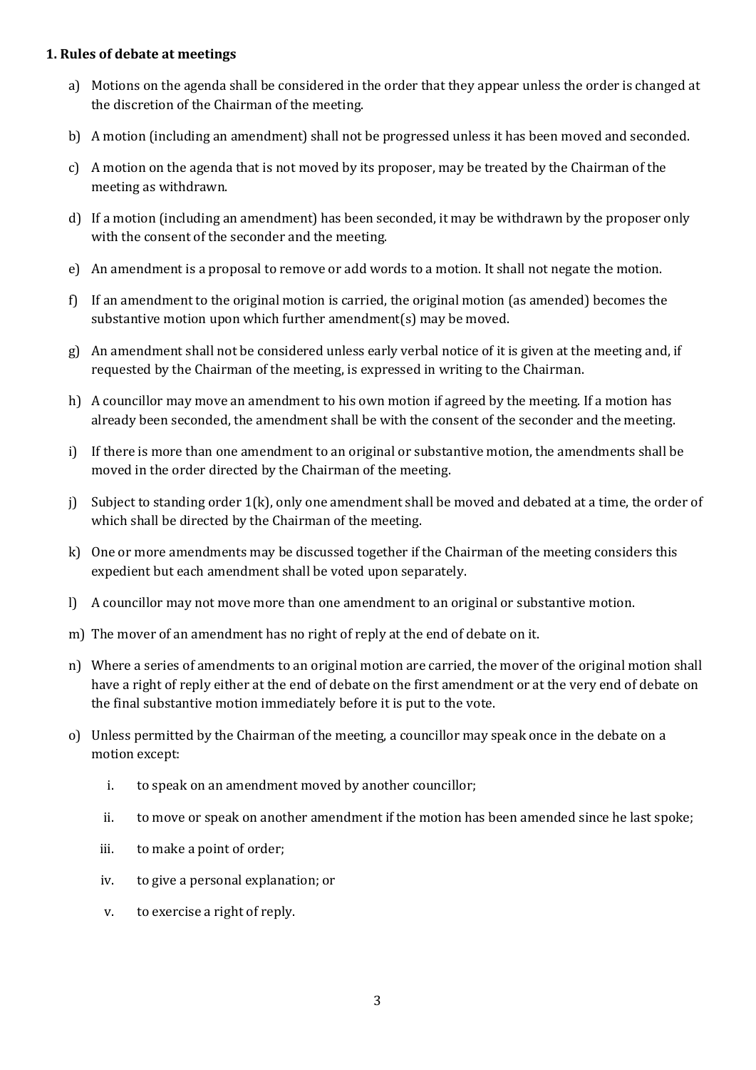**1. Rules of debate at meetings**

a) Motions on the agenda shall be considered in the order that they appear unless the order is changed at the discretion of the Chairman of the meeting.

b) A motion (including an amendment) shall not be progressed unless it has been moved and seconded.

c) A motion on the agenda that is not moved by its proposer, may be treated by the Chairman of the meeting as withdrawn.

d) If a motion (including an amendment) has been seconded, it may be withdrawn by the proposer only with the consent of the seconder and the meeting.

e) An amendment is a proposal to remove or add words to a motion. It shall not negate the motion.

f) If an amendment to the original motion is carried, the original motion (as amended) becomes the substantive motion upon which further amendment(s) may be moved.

g) An amendment shall not be considered unless early verbal notice of it is given at the meeting and, if requested by the Chairman of the meeting, is expressed in writing to the Chairman.

h) A councillor may move an amendment to his own motion if agreed by the meeting. If a motion has already been seconded, the amendment shall be with the consent of the seconder and the meeting.

i) If there is more than one amendment to an original or substantive motion, the amendments shall be moved in the order directed by the Chairman of the meeting.

j) Subject to standing order 1(k), only one amendment shall be moved and debated at a time, the order of which shall be directed by the Chairman of the meeting.

k) One or more amendments may be discussed together if the Chairman of the meeting considers this expedient but each amendment shall be voted upon separately.

l) A councillor may not move more than one amendment to an original or substantive motion.

m) The mover of an amendment has no right of reply at the end of debate on it.

n) Where a series of amendments to an original motion are carried, the mover of the original motion shall have a right of reply either at the end of debate on the first amendment or at the very end of debate on the final substantive motion immediately before it is put to the vote.

o) Unless permitted by the Chairman of the meeting, a councillor may speak once in the debate on a motion except:

   i. to speak on an amendment moved by another councillor;

   ii. to move or speak on another amendment if the motion has been amended since he last spoke;

   iii. to make a point of order;

   iv. to give a personal explanation; or

   v. to exercise a right of reply.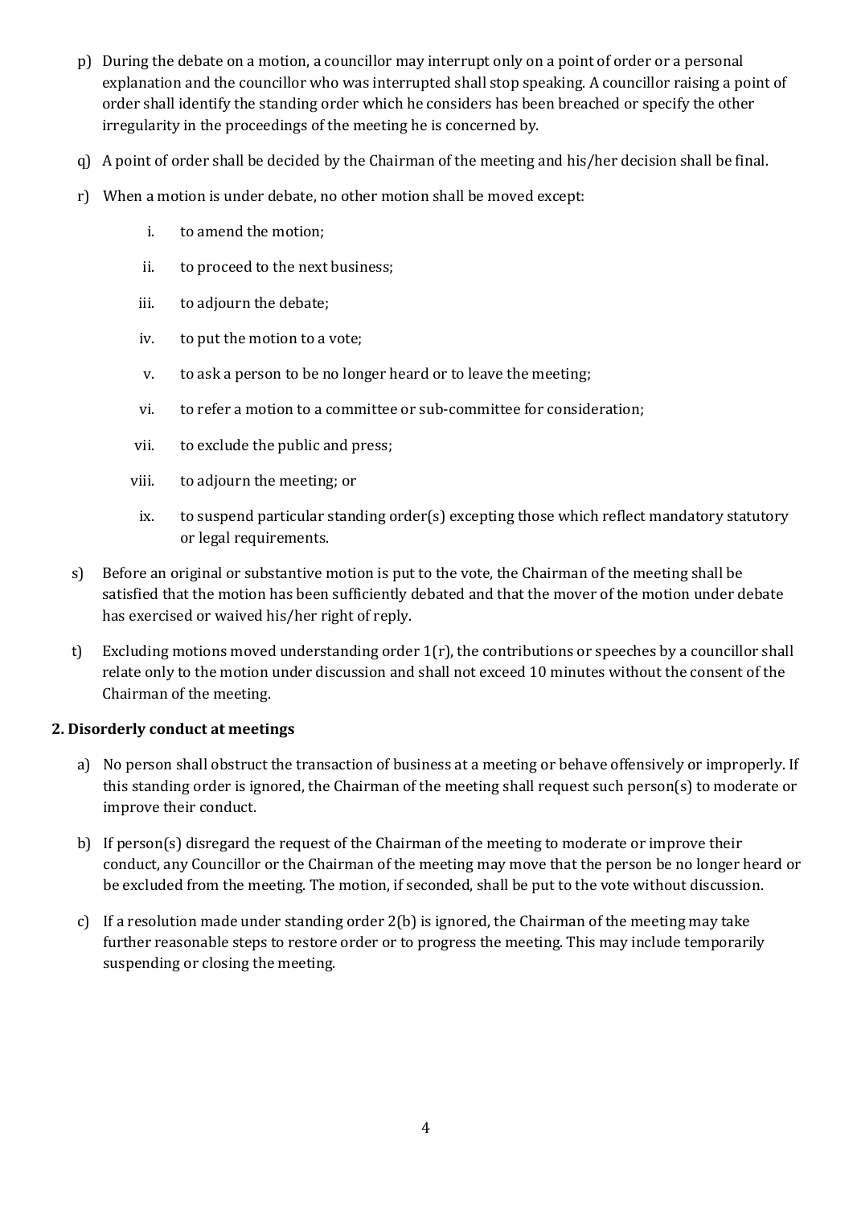p) During the debate on a motion, a councillor may interrupt only on a point of order or a personal explanation and the councillor who was interrupted shall stop speaking. A councillor raising a point of order shall identify the standing order which he considers has been breached or specify the other irregularity in the proceedings of the meeting he is concerned by.

q) A point of order shall be decided by the Chairman of the meeting and his/her decision shall be final.

r) When a motion is under debate, no other motion shall be moved except:

   i. to amend the motion;

   ii. to proceed to the next business;

   iii. to adjourn the debate;

   iv. to put the motion to a vote;

   v. to ask a person to be no longer heard or to leave the meeting;

   vi. to refer a motion to a committee or sub-committee for consideration;

   vii. to exclude the public and press;

   viii. to adjourn the meeting; or

   ix. to suspend particular standing order(s) excepting those which reflect mandatory statutory or legal requirements.

s) Before an original or substantive motion is put to the vote, the Chairman of the meeting shall be satisfied that the motion has been sufficiently debated and that the mover of the motion under debate has exercised or waived his/her right of reply.

t) Excluding motions moved understanding order 1(r), the contributions or speeches by a councillor shall relate only to the motion under discussion and shall not exceed 10 minutes without the consent of the Chairman of the meeting.

**2. Disorderly conduct at meetings**

a) No person shall obstruct the transaction of business at a meeting or behave offensively or improperly. If this standing order is ignored, the Chairman of the meeting shall request such person(s) to moderate or improve their conduct.

b) If person(s) disregard the request of the Chairman of the meeting to moderate or improve their conduct, any Councillor or the Chairman of the meeting may move that the person be no longer heard or be excluded from the meeting. The motion, if seconded, shall be put to the vote without discussion.

c) If a resolution made under standing order 2(b) is ignored, the Chairman of the meeting may take further reasonable steps to restore order or to progress the meeting. This may include temporarily suspending or closing the meeting.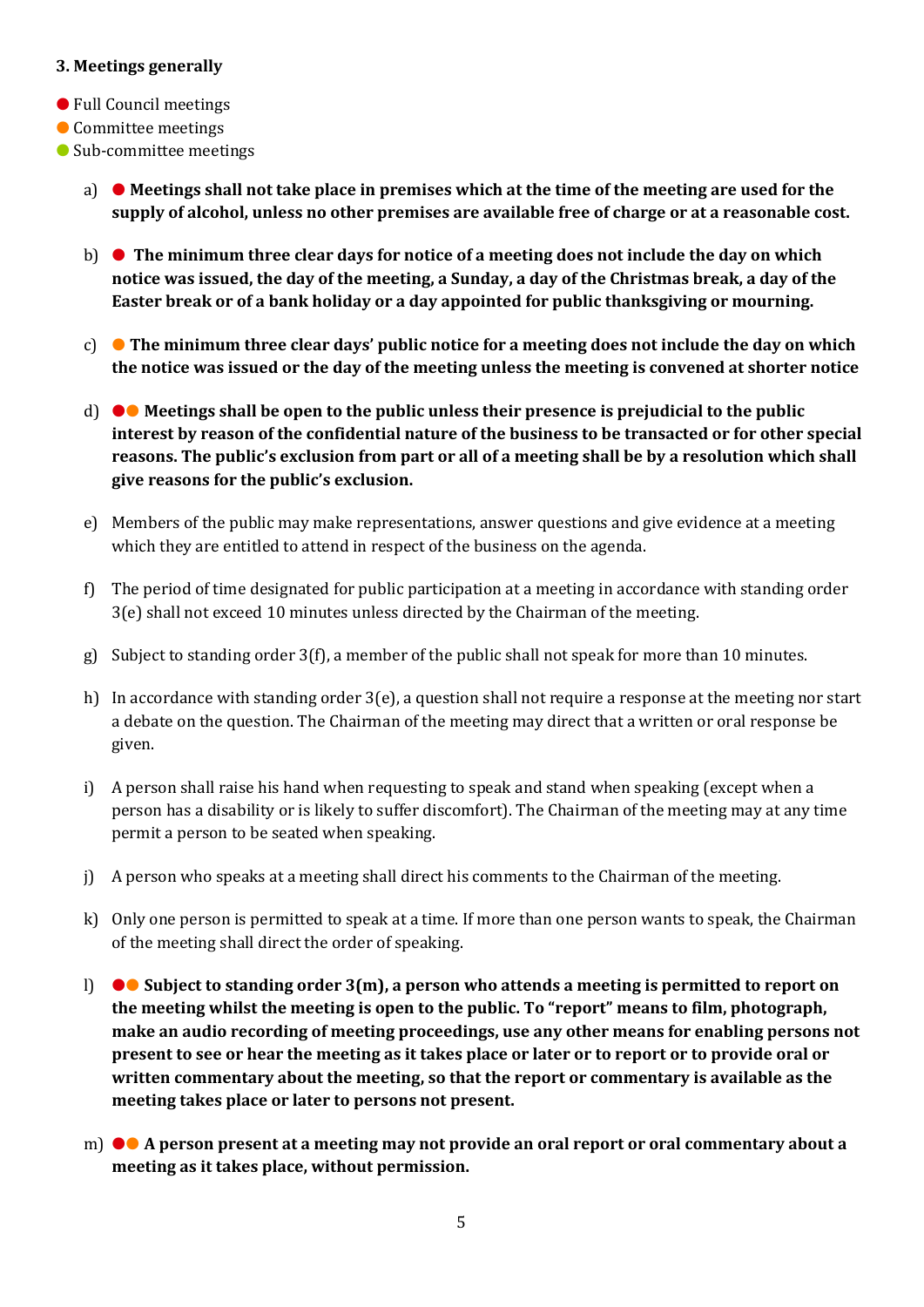**3. Meetings generally**

● Full Council meetings
● Committee meetings
● Sub-committee meetings

a) ● **Meetings shall not take place in premises which at the time of the meeting are used for the supply of alcohol, unless no other premises are available free of charge or at a reasonable cost.**

b) ● **The minimum three clear days for notice of a meeting does not include the day on which notice was issued, the day of the meeting, a Sunday, a day of the Christmas break, a day of the Easter break or of a bank holiday or a day appointed for public thanksgiving or mourning.**

c) ● **The minimum three clear days' public notice for a meeting does not include the day on which the notice was issued or the day of the meeting unless the meeting is convened at shorter notice**

d) ●● **Meetings shall be open to the public unless their presence is prejudicial to the public interest by reason of the confidential nature of the business to be transacted or for other special reasons. The public's exclusion from part or all of a meeting shall be by a resolution which shall give reasons for the public's exclusion.**

e) Members of the public may make representations, answer questions and give evidence at a meeting which they are entitled to attend in respect of the business on the agenda.

f) The period of time designated for public participation at a meeting in accordance with standing order 3(e) shall not exceed 10 minutes unless directed by the Chairman of the meeting.

g) Subject to standing order 3(f), a member of the public shall not speak for more than 10 minutes.

h) In accordance with standing order 3(e), a question shall not require a response at the meeting nor start a debate on the question. The Chairman of the meeting may direct that a written or oral response be given.

i) A person shall raise his hand when requesting to speak and stand when speaking (except when a person has a disability or is likely to suffer discomfort). The Chairman of the meeting may at any time permit a person to be seated when speaking.

j) A person who speaks at a meeting shall direct his comments to the Chairman of the meeting.

k) Only one person is permitted to speak at a time. If more than one person wants to speak, the Chairman of the meeting shall direct the order of speaking.

l) ●● **Subject to standing order 3(m), a person who attends a meeting is permitted to report on the meeting whilst the meeting is open to the public. To "report" means to film, photograph, make an audio recording of meeting proceedings, use any other means for enabling persons not present to see or hear the meeting as it takes place or later or to report or to provide oral or written commentary about the meeting, so that the report or commentary is available as the meeting takes place or later to persons not present.**

m) ●● **A person present at a meeting may not provide an oral report or oral commentary about a meeting as it takes place, without permission.**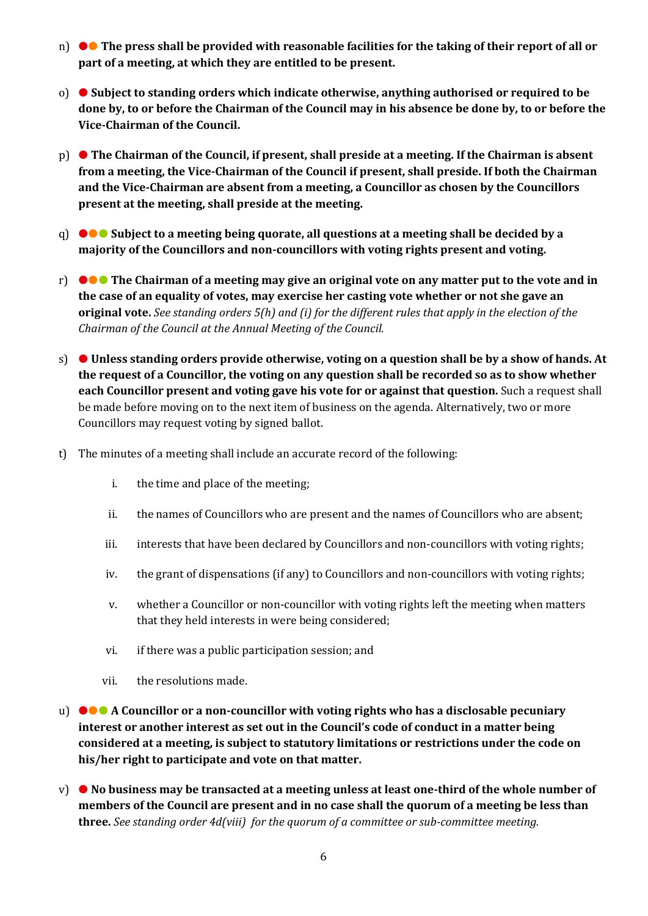n) ●● **The press shall be provided with reasonable facilities for the taking of their report of all or part of a meeting, at which they are entitled to be present.**

o) ● **Subject to standing orders which indicate otherwise, anything authorised or required to be done by, to or before the Chairman of the Council may in his absence be done by, to or before the Vice-Chairman of the Council.**

p) ● **The Chairman of the Council, if present, shall preside at a meeting. If the Chairman is absent from a meeting, the Vice-Chairman of the Council if present, shall preside. If both the Chairman and the Vice-Chairman are absent from a meeting, a Councillor as chosen by the Councillors present at the meeting, shall preside at the meeting.**

q) ●●● **Subject to a meeting being quorate, all questions at a meeting shall be decided by a majority of the Councillors and non-councillors with voting rights present and voting.**

r) ●●● **The Chairman of a meeting may give an original vote on any matter put to the vote and in the case of an equality of votes, may exercise her casting vote whether or not she gave an original vote.** *See standing orders 5(h) and (i) for the different rules that apply in the election of the Chairman of the Council at the Annual Meeting of the Council.*

s) ● **Unless standing orders provide otherwise, voting on a question shall be by a show of hands. At the request of a Councillor, the voting on any question shall be recorded so as to show whether each Councillor present and voting gave his vote for or against that question.** Such a request shall be made before moving on to the next item of business on the agenda. Alternatively, two or more Councillors may request voting by signed ballot.

t) The minutes of a meeting shall include an accurate record of the following:

   i. the time and place of the meeting;
   ii. the names of Councillors who are present and the names of Councillors who are absent;
   iii. interests that have been declared by Councillors and non-councillors with voting rights;
   iv. the grant of dispensations (if any) to Councillors and non-councillors with voting rights;
   v. whether a Councillor or non-councillor with voting rights left the meeting when matters that they held interests in were being considered;
   vi. if there was a public participation session; and
   vii. the resolutions made.

u) ●●● **A Councillor or a non-councillor with voting rights who has a disclosable pecuniary interest or another interest as set out in the Council's code of conduct in a matter being considered at a meeting, is subject to statutory limitations or restrictions under the code on his/her right to participate and vote on that matter.**

v) ● **No business may be transacted at a meeting unless at least one-third of the whole number of members of the Council are present and in no case shall the quorum of a meeting be less than three.** *See standing order 4d(viii) for the quorum of a committee or sub-committee meeting.*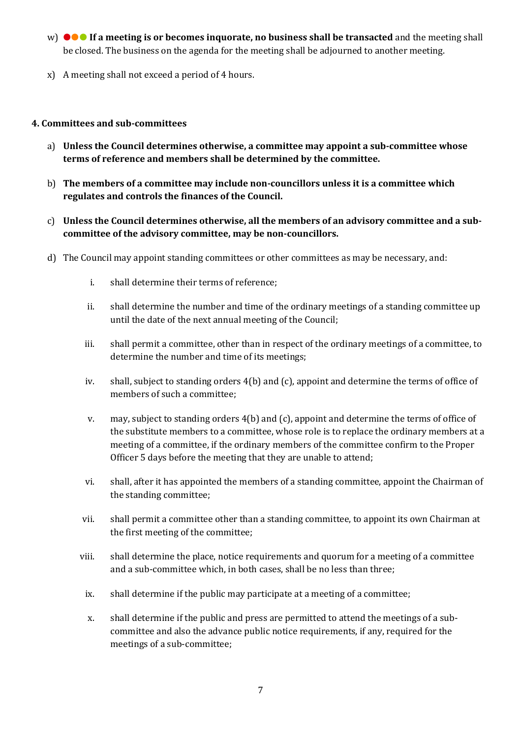w) ●●● **If a meeting is or becomes inquorate, no business shall be transacted** and the meeting shall be closed. The business on the agenda for the meeting shall be adjourned to another meeting.

x) A meeting shall not exceed a period of 4 hours.

**4. Committees and sub-committees**

a) **Unless the Council determines otherwise, a committee may appoint a sub-committee whose terms of reference and members shall be determined by the committee.**

b) **The members of a committee may include non-councillors unless it is a committee which regulates and controls the finances of the Council.**

c) **Unless the Council determines otherwise, all the members of an advisory committee and a sub-committee of the advisory committee, may be non-councillors.**

d) The Council may appoint standing committees or other committees as may be necessary, and:

   i. shall determine their terms of reference;

   ii. shall determine the number and time of the ordinary meetings of a standing committee up until the date of the next annual meeting of the Council;

   iii. shall permit a committee, other than in respect of the ordinary meetings of a committee, to determine the number and time of its meetings;

   iv. shall, subject to standing orders 4(b) and (c), appoint and determine the terms of office of members of such a committee;

   v. may, subject to standing orders 4(b) and (c), appoint and determine the terms of office of the substitute members to a committee, whose role is to replace the ordinary members at a meeting of a committee, if the ordinary members of the committee confirm to the Proper Officer 5 days before the meeting that they are unable to attend;

   vi. shall, after it has appointed the members of a standing committee, appoint the Chairman of the standing committee;

   vii. shall permit a committee other than a standing committee, to appoint its own Chairman at the first meeting of the committee;

   viii. shall determine the place, notice requirements and quorum for a meeting of a committee and a sub-committee which, in both cases, shall be no less than three;

   ix. shall determine if the public may participate at a meeting of a committee;

   x. shall determine if the public and press are permitted to attend the meetings of a sub-committee and also the advance public notice requirements, if any, required for the meetings of a sub-committee;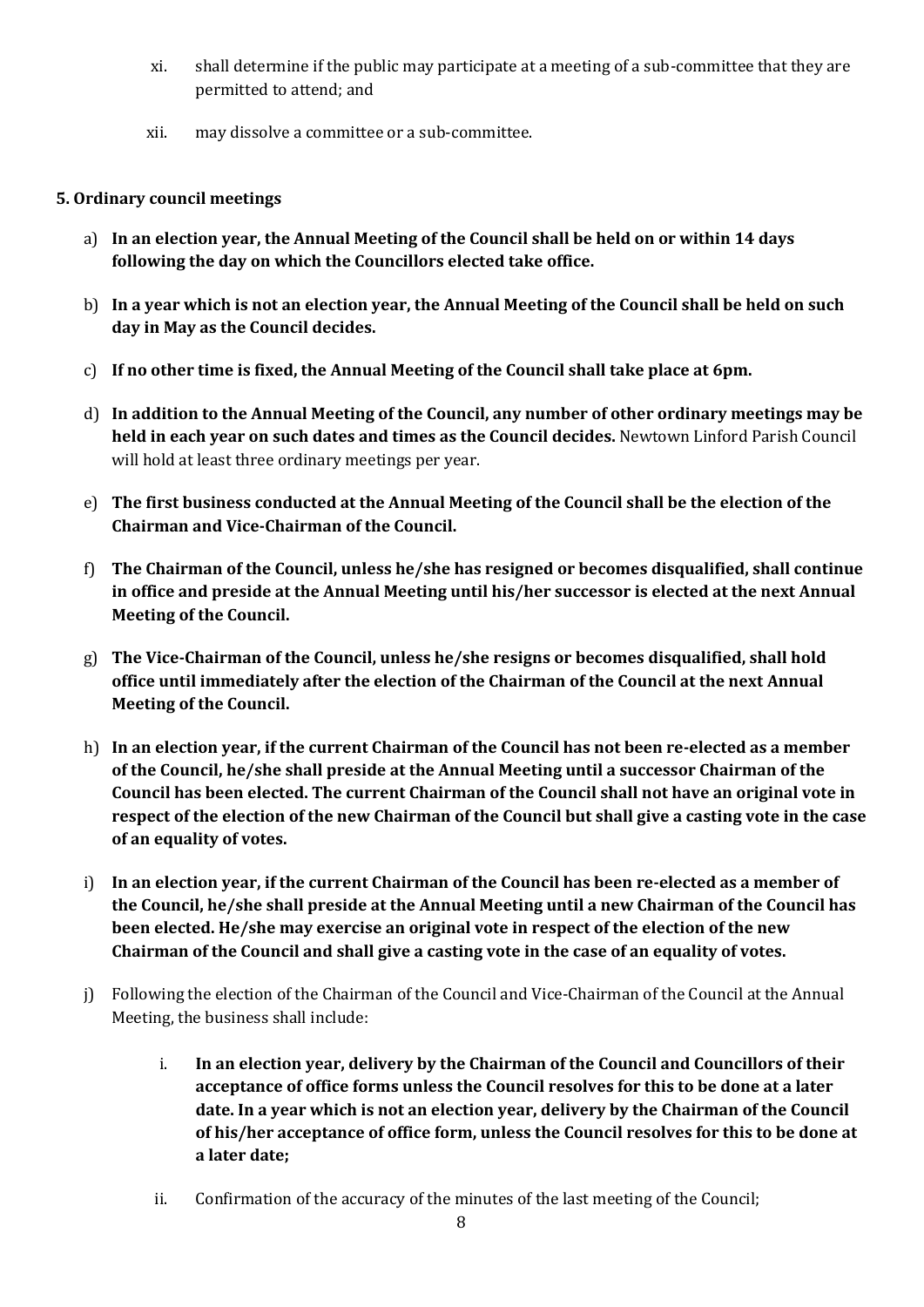xi. shall determine if the public may participate at a meeting of a sub-committee that they are permitted to attend; and

xii. may dissolve a committee or a sub-committee.

**5. Ordinary council meetings**

a) **In an election year, the Annual Meeting of the Council shall be held on or within 14 days following the day on which the Councillors elected take office.**

b) **In a year which is not an election year, the Annual Meeting of the Council shall be held on such day in May as the Council decides.**

c) **If no other time is fixed, the Annual Meeting of the Council shall take place at 6pm.**

d) **In addition to the Annual Meeting of the Council, any number of other ordinary meetings may be held in each year on such dates and times as the Council decides.** Newtown Linford Parish Council will hold at least three ordinary meetings per year.

e) **The first business conducted at the Annual Meeting of the Council shall be the election of the Chairman and Vice-Chairman of the Council.**

f) **The Chairman of the Council, unless he/she has resigned or becomes disqualified, shall continue in office and preside at the Annual Meeting until his/her successor is elected at the next Annual Meeting of the Council.**

g) **The Vice-Chairman of the Council, unless he/she resigns or becomes disqualified, shall hold office until immediately after the election of the Chairman of the Council at the next Annual Meeting of the Council.**

h) **In an election year, if the current Chairman of the Council has not been re-elected as a member of the Council, he/she shall preside at the Annual Meeting until a successor Chairman of the Council has been elected. The current Chairman of the Council shall not have an original vote in respect of the election of the new Chairman of the Council but shall give a casting vote in the case of an equality of votes.**

i) **In an election year, if the current Chairman of the Council has been re-elected as a member of the Council, he/she shall preside at the Annual Meeting until a new Chairman of the Council has been elected. He/she may exercise an original vote in respect of the election of the new Chairman of the Council and shall give a casting vote in the case of an equality of votes.**

j) Following the election of the Chairman of the Council and Vice-Chairman of the Council at the Annual Meeting, the business shall include:

   i. **In an election year, delivery by the Chairman of the Council and Councillors of their acceptance of office forms unless the Council resolves for this to be done at a later date. In a year which is not an election year, delivery by the Chairman of the Council of his/her acceptance of office form, unless the Council resolves for this to be done at a later date;**

   ii. Confirmation of the accuracy of the minutes of the last meeting of the Council;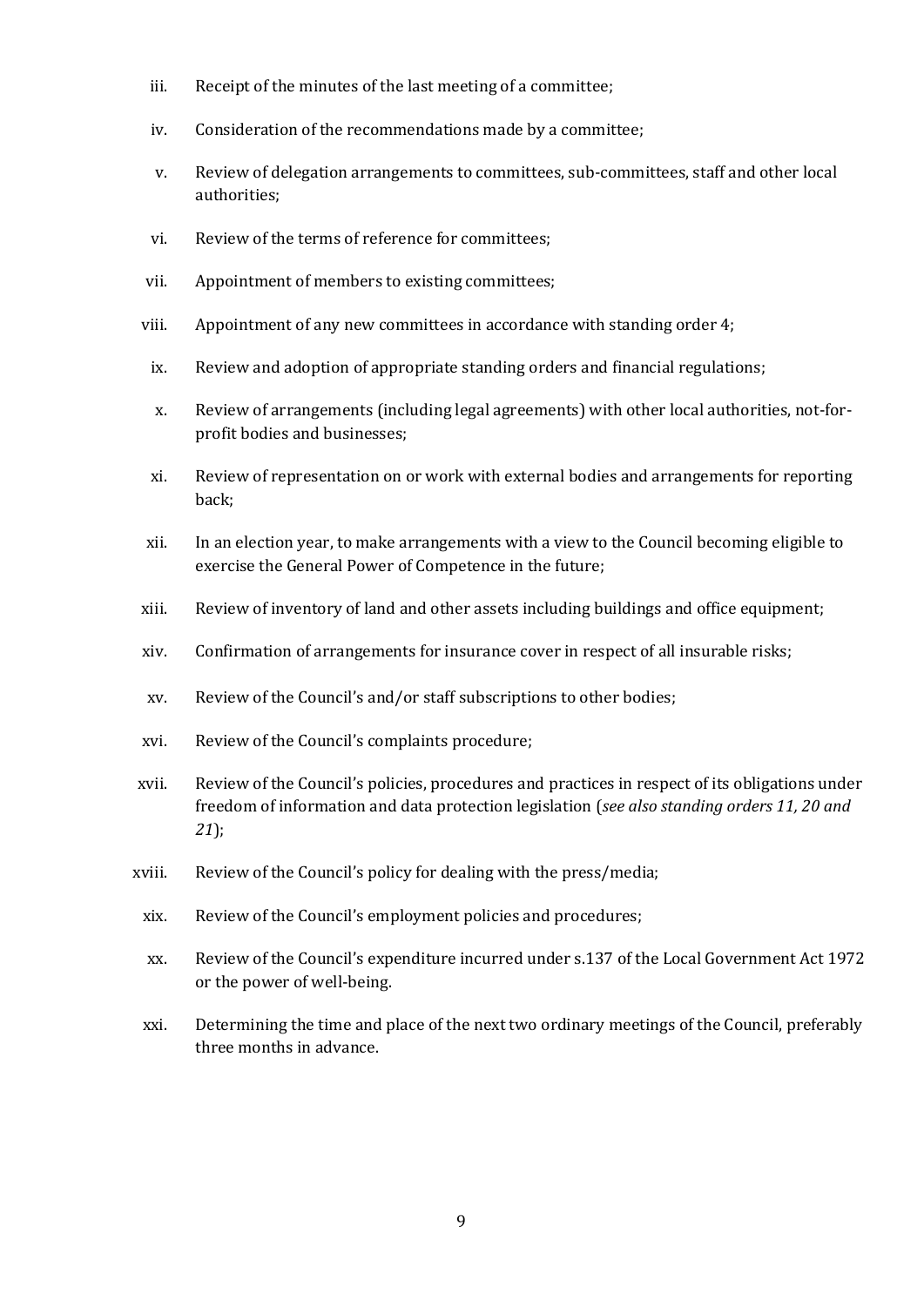iii. Receipt of the minutes of the last meeting of a committee;

iv. Consideration of the recommendations made by a committee;

v. Review of delegation arrangements to committees, sub-committees, staff and other local authorities;

vi. Review of the terms of reference for committees;

vii. Appointment of members to existing committees;

viii. Appointment of any new committees in accordance with standing order 4;

ix. Review and adoption of appropriate standing orders and financial regulations;

x. Review of arrangements (including legal agreements) with other local authorities, not-for-profit bodies and businesses;

xi. Review of representation on or work with external bodies and arrangements for reporting back;

xii. In an election year, to make arrangements with a view to the Council becoming eligible to exercise the General Power of Competence in the future;

xiii. Review of inventory of land and other assets including buildings and office equipment;

xiv. Confirmation of arrangements for insurance cover in respect of all insurable risks;

xv. Review of the Council's and/or staff subscriptions to other bodies;

xvi. Review of the Council's complaints procedure;

xvii. Review of the Council's policies, procedures and practices in respect of its obligations under freedom of information and data protection legislation (*see also standing orders 11, 20 and 21*);

xviii. Review of the Council's policy for dealing with the press/media;

xix. Review of the Council's employment policies and procedures;

xx. Review of the Council's expenditure incurred under s.137 of the Local Government Act 1972 or the power of well-being.

xxi. Determining the time and place of the next two ordinary meetings of the Council, preferably three months in advance.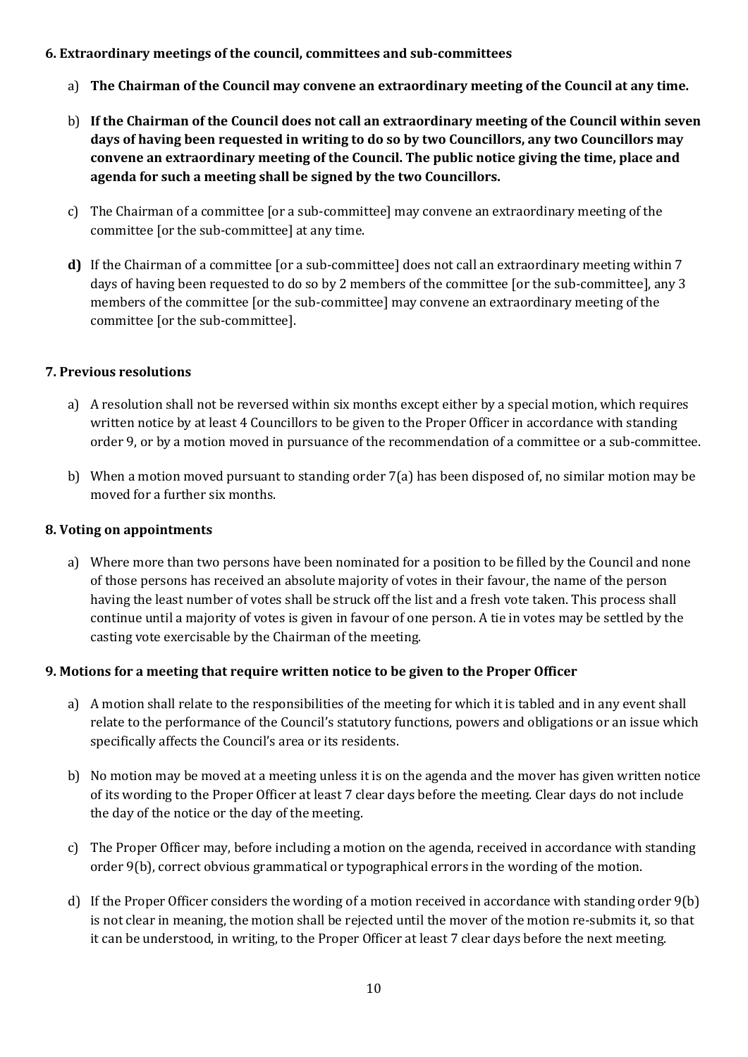### 6. Extraordinary meetings of the council, committees and sub-committees

a) **The Chairman of the Council may convene an extraordinary meeting of the Council at any time.**

b) **If the Chairman of the Council does not call an extraordinary meeting of the Council within seven days of having been requested in writing to do so by two Councillors, any two Councillors may convene an extraordinary meeting of the Council. The public notice giving the time, place and agenda for such a meeting shall be signed by the two Councillors.**

c) The Chairman of a committee [or a sub-committee] may convene an extraordinary meeting of the committee [or the sub-committee] at any time.

**d)** If the Chairman of a committee [or a sub-committee] does not call an extraordinary meeting within 7 days of having been requested to do so by 2 members of the committee [or the sub-committee], any 3 members of the committee [or the sub-committee] may convene an extraordinary meeting of the committee [or the sub-committee].

### 7. Previous resolutions

a) A resolution shall not be reversed within six months except either by a special motion, which requires written notice by at least 4 Councillors to be given to the Proper Officer in accordance with standing order 9, or by a motion moved in pursuance of the recommendation of a committee or a sub-committee.

b) When a motion moved pursuant to standing order 7(a) has been disposed of, no similar motion may be moved for a further six months.

### 8. Voting on appointments

a) Where more than two persons have been nominated for a position to be filled by the Council and none of those persons has received an absolute majority of votes in their favour, the name of the person having the least number of votes shall be struck off the list and a fresh vote taken. This process shall continue until a majority of votes is given in favour of one person. A tie in votes may be settled by the casting vote exercisable by the Chairman of the meeting.

### 9. Motions for a meeting that require written notice to be given to the Proper Officer

a) A motion shall relate to the responsibilities of the meeting for which it is tabled and in any event shall relate to the performance of the Council's statutory functions, powers and obligations or an issue which specifically affects the Council's area or its residents.

b) No motion may be moved at a meeting unless it is on the agenda and the mover has given written notice of its wording to the Proper Officer at least 7 clear days before the meeting. Clear days do not include the day of the notice or the day of the meeting.

c) The Proper Officer may, before including a motion on the agenda, received in accordance with standing order 9(b), correct obvious grammatical or typographical errors in the wording of the motion.

d) If the Proper Officer considers the wording of a motion received in accordance with standing order 9(b) is not clear in meaning, the motion shall be rejected until the mover of the motion re-submits it, so that it can be understood, in writing, to the Proper Officer at least 7 clear days before the next meeting.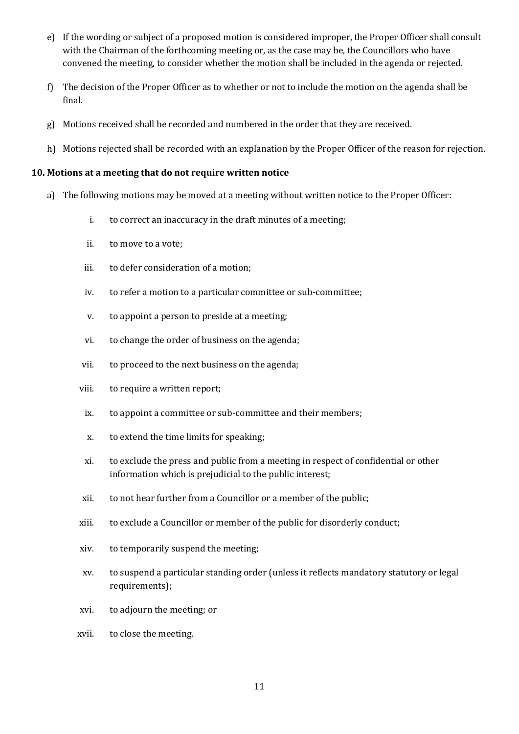e) If the wording or subject of a proposed motion is considered improper, the Proper Officer shall consult with the Chairman of the forthcoming meeting or, as the case may be, the Councillors who have convened the meeting, to consider whether the motion shall be included in the agenda or rejected.

f) The decision of the Proper Officer as to whether or not to include the motion on the agenda shall be final.

g) Motions received shall be recorded and numbered in the order that they are received.

h) Motions rejected shall be recorded with an explanation by the Proper Officer of the reason for rejection.

**10. Motions at a meeting that do not require written notice**

a) The following motions may be moved at a meeting without written notice to the Proper Officer:

   i. to correct an inaccuracy in the draft minutes of a meeting;

   ii. to move to a vote;

   iii. to defer consideration of a motion;

   iv. to refer a motion to a particular committee or sub-committee;

   v. to appoint a person to preside at a meeting;

   vi. to change the order of business on the agenda;

   vii. to proceed to the next business on the agenda;

   viii. to require a written report;

   ix. to appoint a committee or sub-committee and their members;

   x. to extend the time limits for speaking;

   xi. to exclude the press and public from a meeting in respect of confidential or other information which is prejudicial to the public interest;

   xii. to not hear further from a Councillor or a member of the public;

   xiii. to exclude a Councillor or member of the public for disorderly conduct;

   xiv. to temporarily suspend the meeting;

   xv. to suspend a particular standing order (unless it reflects mandatory statutory or legal requirements);

   xvi. to adjourn the meeting; or

   xvii. to close the meeting.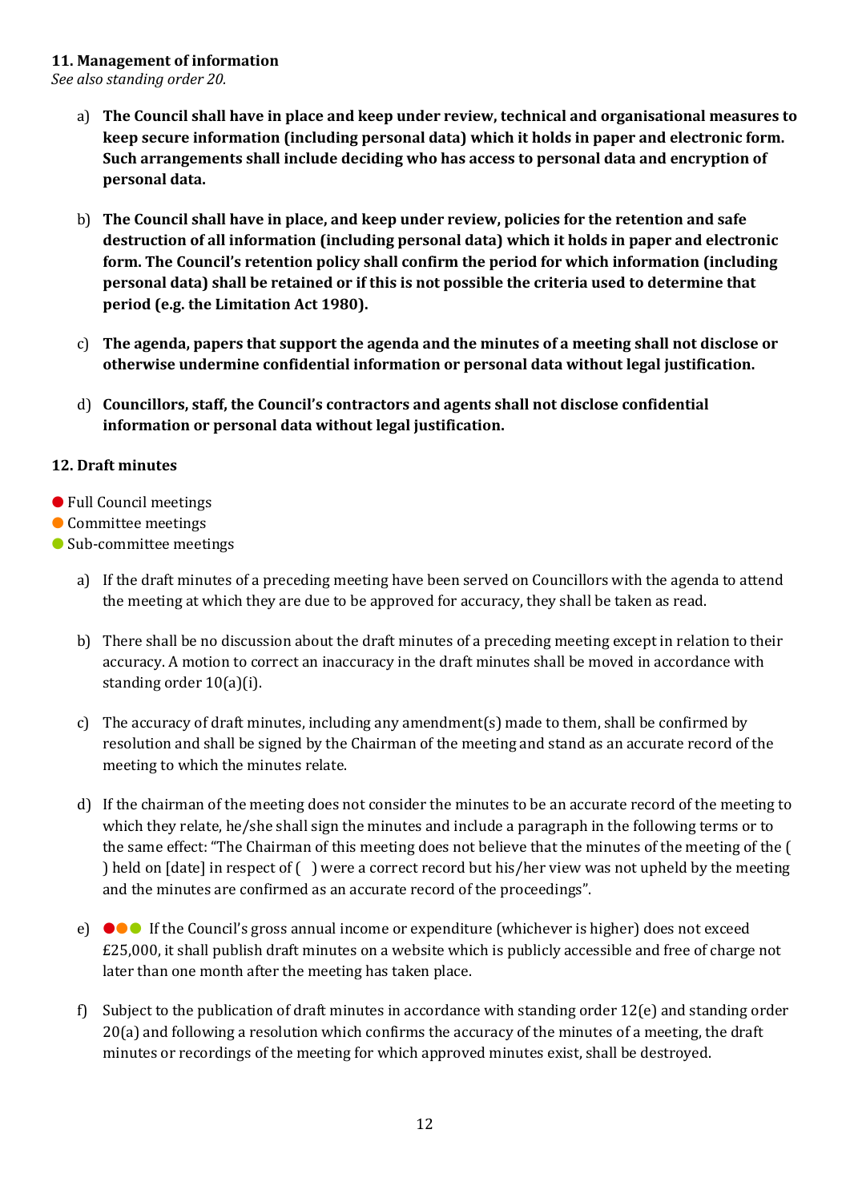**11. Management of information**

*See also standing order 20.*

a) **The Council shall have in place and keep under review, technical and organisational measures to keep secure information (including personal data) which it holds in paper and electronic form. Such arrangements shall include deciding who has access to personal data and encryption of personal data.**

b) **The Council shall have in place, and keep under review, policies for the retention and safe destruction of all information (including personal data) which it holds in paper and electronic form. The Council's retention policy shall confirm the period for which information (including personal data) shall be retained or if this is not possible the criteria used to determine that period (e.g. the Limitation Act 1980).**

c) **The agenda, papers that support the agenda and the minutes of a meeting shall not disclose or otherwise undermine confidential information or personal data without legal justification.**

d) **Councillors, staff, the Council's contractors and agents shall not disclose confidential information or personal data without legal justification.**

**12. Draft minutes**

● Full Council meetings
● Committee meetings
● Sub-committee meetings

a) If the draft minutes of a preceding meeting have been served on Councillors with the agenda to attend the meeting at which they are due to be approved for accuracy, they shall be taken as read.

b) There shall be no discussion about the draft minutes of a preceding meeting except in relation to their accuracy. A motion to correct an inaccuracy in the draft minutes shall be moved in accordance with standing order 10(a)(i).

c) The accuracy of draft minutes, including any amendment(s) made to them, shall be confirmed by resolution and shall be signed by the Chairman of the meeting and stand as an accurate record of the meeting to which the minutes relate.

d) If the chairman of the meeting does not consider the minutes to be an accurate record of the meeting to which they relate, he/she shall sign the minutes and include a paragraph in the following terms or to the same effect: "The Chairman of this meeting does not believe that the minutes of the meeting of the ( ) held on [date] in respect of ( ) were a correct record but his/her view was not upheld by the meeting and the minutes are confirmed as an accurate record of the proceedings".

e) ●●● If the Council's gross annual income or expenditure (whichever is higher) does not exceed £25,000, it shall publish draft minutes on a website which is publicly accessible and free of charge not later than one month after the meeting has taken place.

f) Subject to the publication of draft minutes in accordance with standing order 12(e) and standing order 20(a) and following a resolution which confirms the accuracy of the minutes of a meeting, the draft minutes or recordings of the meeting for which approved minutes exist, shall be destroyed.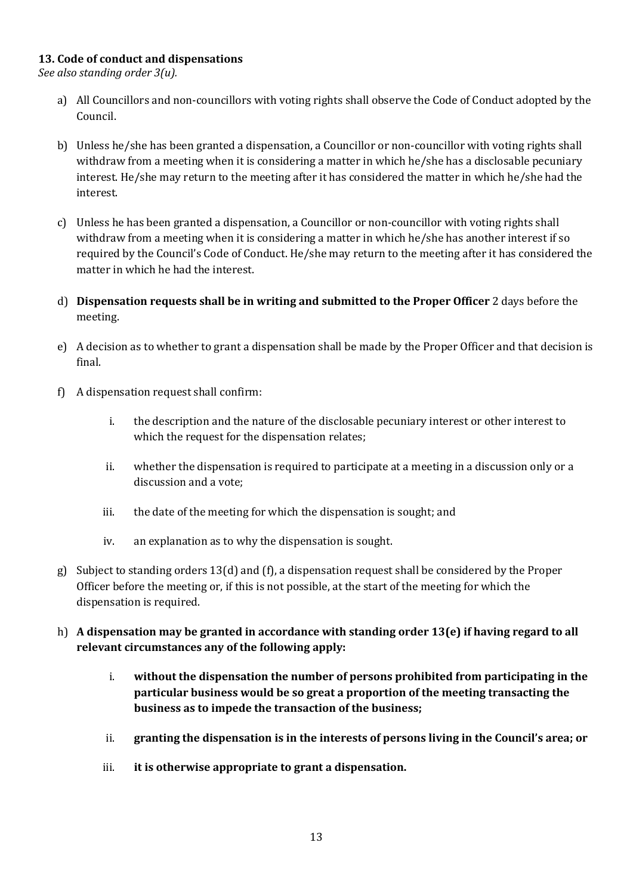**13. Code of conduct and dispensations**

*See also standing order 3(u).*

a) All Councillors and non-councillors with voting rights shall observe the Code of Conduct adopted by the Council.

b) Unless he/she has been granted a dispensation, a Councillor or non-councillor with voting rights shall withdraw from a meeting when it is considering a matter in which he/she has a disclosable pecuniary interest. He/she may return to the meeting after it has considered the matter in which he/she had the interest.

c) Unless he has been granted a dispensation, a Councillor or non-councillor with voting rights shall withdraw from a meeting when it is considering a matter in which he/she has another interest if so required by the Council's Code of Conduct. He/she may return to the meeting after it has considered the matter in which he had the interest.

d) **Dispensation requests shall be in writing and submitted to the Proper Officer** 2 days before the meeting.

e) A decision as to whether to grant a dispensation shall be made by the Proper Officer and that decision is final.

f) A dispensation request shall confirm:

    i. the description and the nature of the disclosable pecuniary interest or other interest to which the request for the dispensation relates;

    ii. whether the dispensation is required to participate at a meeting in a discussion only or a discussion and a vote;

    iii. the date of the meeting for which the dispensation is sought; and

    iv. an explanation as to why the dispensation is sought.

g) Subject to standing orders 13(d) and (f), a dispensation request shall be considered by the Proper Officer before the meeting or, if this is not possible, at the start of the meeting for which the dispensation is required.

h) **A dispensation may be granted in accordance with standing order 13(e) if having regard to all relevant circumstances any of the following apply:**

    i. **without the dispensation the number of persons prohibited from participating in the particular business would be so great a proportion of the meeting transacting the business as to impede the transaction of the business;**

    ii. **granting the dispensation is in the interests of persons living in the Council's area; or**

    iii. **it is otherwise appropriate to grant a dispensation.**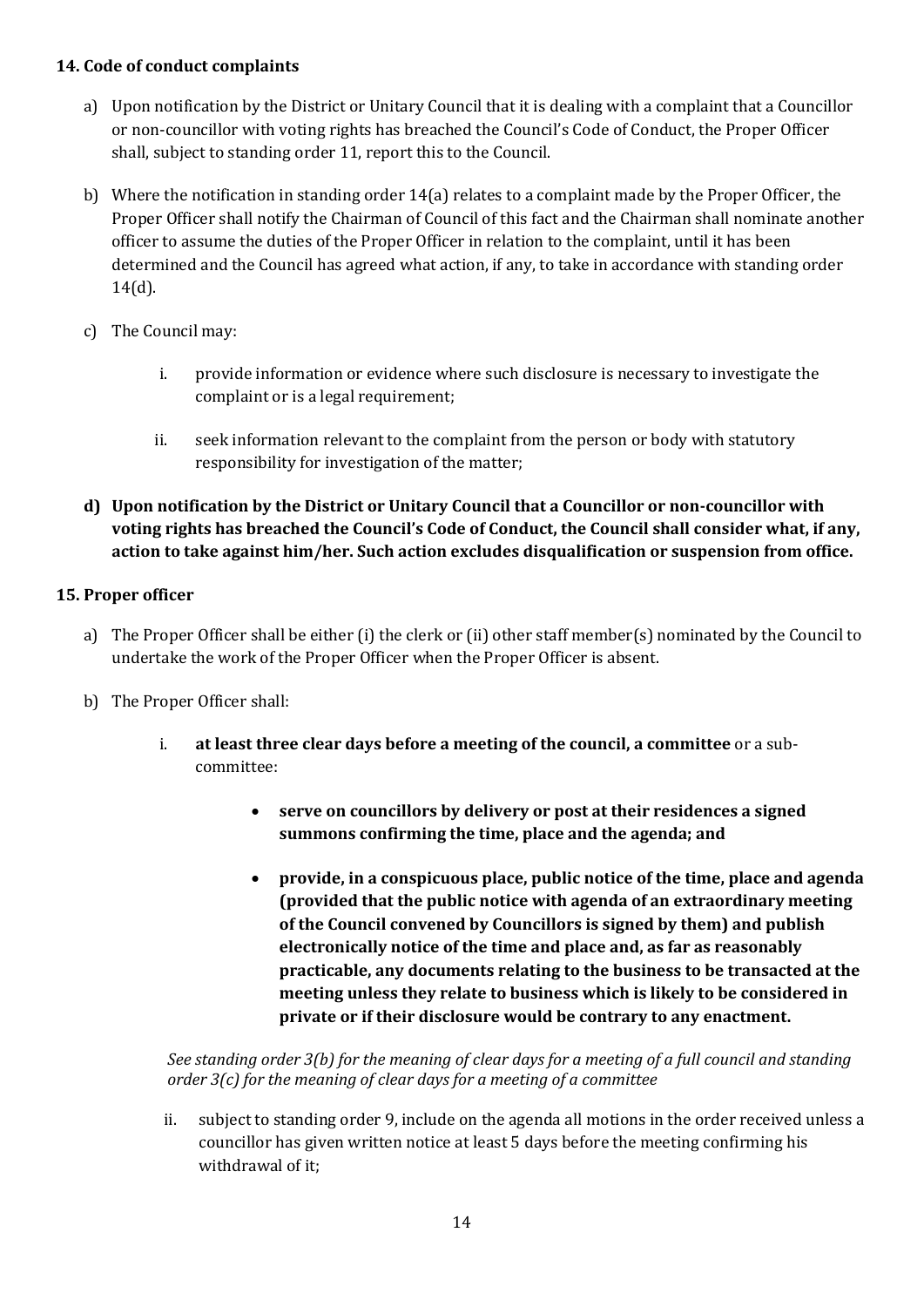### 14. Code of conduct complaints

a) Upon notification by the District or Unitary Council that it is dealing with a complaint that a Councillor or non-councillor with voting rights has breached the Council's Code of Conduct, the Proper Officer shall, subject to standing order 11, report this to the Council.

b) Where the notification in standing order 14(a) relates to a complaint made by the Proper Officer, the Proper Officer shall notify the Chairman of Council of this fact and the Chairman shall nominate another officer to assume the duties of the Proper Officer in relation to the complaint, until it has been determined and the Council has agreed what action, if any, to take in accordance with standing order 14(d).

c) The Council may:

   i. provide information or evidence where such disclosure is necessary to investigate the complaint or is a legal requirement;

   ii. seek information relevant to the complaint from the person or body with statutory responsibility for investigation of the matter;

**d) Upon notification by the District or Unitary Council that a Councillor or non-councillor with voting rights has breached the Council's Code of Conduct, the Council shall consider what, if any, action to take against him/her. Such action excludes disqualification or suspension from office.**

### 15. Proper officer

a) The Proper Officer shall be either (i) the clerk or (ii) other staff member(s) nominated by the Council to undertake the work of the Proper Officer when the Proper Officer is absent.

b) The Proper Officer shall:

   i. **at least three clear days before a meeting of the council, a committee** or a sub-committee:

      - **serve on councillors by delivery or post at their residences a signed summons confirming the time, place and the agenda; and**

      - **provide, in a conspicuous place, public notice of the time, place and agenda (provided that the public notice with agenda of an extraordinary meeting of the Council convened by Councillors is signed by them) and publish electronically notice of the time and place and, as far as reasonably practicable, any documents relating to the business to be transacted at the meeting unless they relate to business which is likely to be considered in private or if their disclosure would be contrary to any enactment.**

   *See standing order 3(b) for the meaning of clear days for a meeting of a full council and standing order 3(c) for the meaning of clear days for a meeting of a committee*

   ii. subject to standing order 9, include on the agenda all motions in the order received unless a councillor has given written notice at least 5 days before the meeting confirming his withdrawal of it;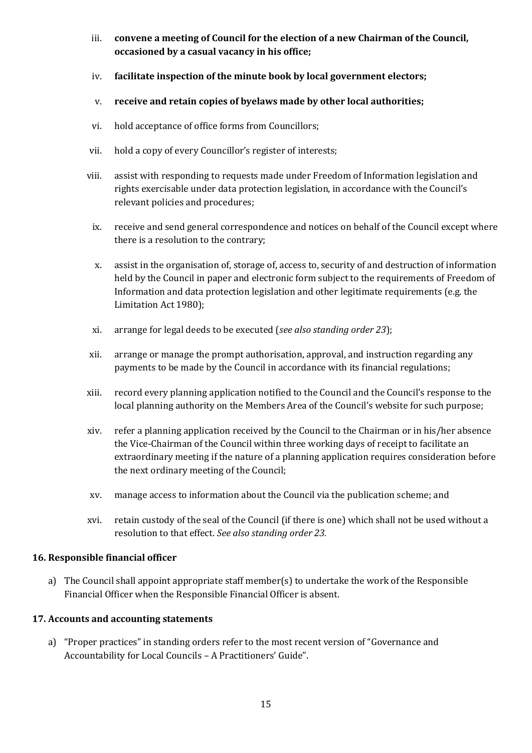iii. **convene a meeting of Council for the election of a new Chairman of the Council, occasioned by a casual vacancy in his office;**

iv. **facilitate inspection of the minute book by local government electors;**

v. **receive and retain copies of byelaws made by other local authorities;**

vi. hold acceptance of office forms from Councillors;

vii. hold a copy of every Councillor's register of interests;

viii. assist with responding to requests made under Freedom of Information legislation and rights exercisable under data protection legislation, in accordance with the Council's relevant policies and procedures;

ix. receive and send general correspondence and notices on behalf of the Council except where there is a resolution to the contrary;

x. assist in the organisation of, storage of, access to, security of and destruction of information held by the Council in paper and electronic form subject to the requirements of Freedom of Information and data protection legislation and other legitimate requirements (e.g. the Limitation Act 1980);

xi. arrange for legal deeds to be executed (*see also standing order 23*);

xii. arrange or manage the prompt authorisation, approval, and instruction regarding any payments to be made by the Council in accordance with its financial regulations;

xiii. record every planning application notified to the Council and the Council's response to the local planning authority on the Members Area of the Council's website for such purpose;

xiv. refer a planning application received by the Council to the Chairman or in his/her absence the Vice-Chairman of the Council within three working days of receipt to facilitate an extraordinary meeting if the nature of a planning application requires consideration before the next ordinary meeting of the Council;

xv. manage access to information about the Council via the publication scheme; and

xvi. retain custody of the seal of the Council (if there is one) which shall not be used without a resolution to that effect. *See also standing order 23.*

### 16. Responsible financial officer

a) The Council shall appoint appropriate staff member(s) to undertake the work of the Responsible Financial Officer when the Responsible Financial Officer is absent.

### 17. Accounts and accounting statements

a) "Proper practices" in standing orders refer to the most recent version of "Governance and Accountability for Local Councils – A Practitioners' Guide".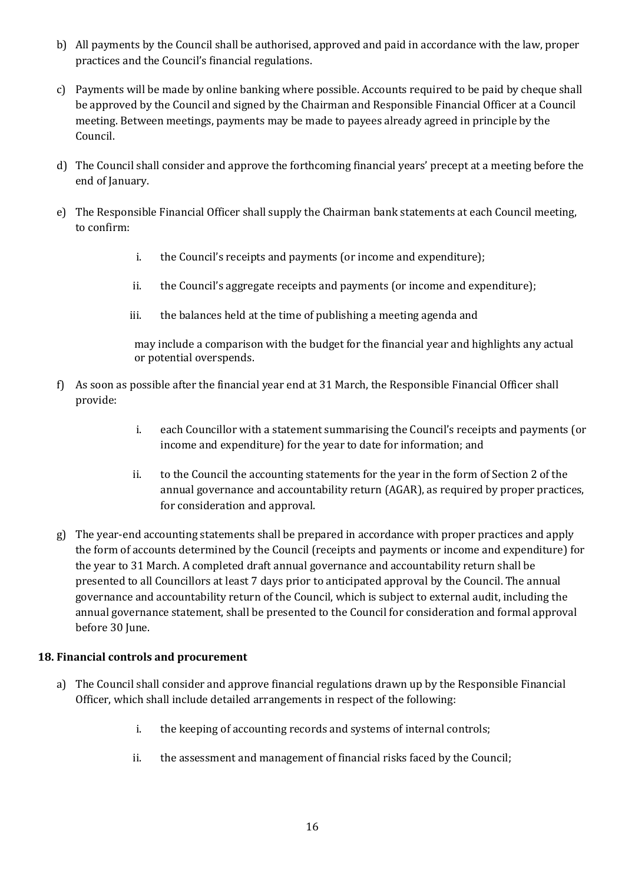b) All payments by the Council shall be authorised, approved and paid in accordance with the law, proper practices and the Council's financial regulations.

c) Payments will be made by online banking where possible. Accounts required to be paid by cheque shall be approved by the Council and signed by the Chairman and Responsible Financial Officer at a Council meeting. Between meetings, payments may be made to payees already agreed in principle by the Council.

d) The Council shall consider and approve the forthcoming financial years' precept at a meeting before the end of January.

e) The Responsible Financial Officer shall supply the Chairman bank statements at each Council meeting, to confirm:

   i. the Council's receipts and payments (or income and expenditure);

   ii. the Council's aggregate receipts and payments (or income and expenditure);

   iii. the balances held at the time of publishing a meeting agenda and

   may include a comparison with the budget for the financial year and highlights any actual or potential overspends.

f) As soon as possible after the financial year end at 31 March, the Responsible Financial Officer shall provide:

   i. each Councillor with a statement summarising the Council's receipts and payments (or income and expenditure) for the year to date for information; and

   ii. to the Council the accounting statements for the year in the form of Section 2 of the annual governance and accountability return (AGAR), as required by proper practices, for consideration and approval.

g) The year-end accounting statements shall be prepared in accordance with proper practices and apply the form of accounts determined by the Council (receipts and payments or income and expenditure) for the year to 31 March. A completed draft annual governance and accountability return shall be presented to all Councillors at least 7 days prior to anticipated approval by the Council. The annual governance and accountability return of the Council, which is subject to external audit, including the annual governance statement, shall be presented to the Council for consideration and formal approval before 30 June.

**18. Financial controls and procurement**

a) The Council shall consider and approve financial regulations drawn up by the Responsible Financial Officer, which shall include detailed arrangements in respect of the following:

   i. the keeping of accounting records and systems of internal controls;

   ii. the assessment and management of financial risks faced by the Council;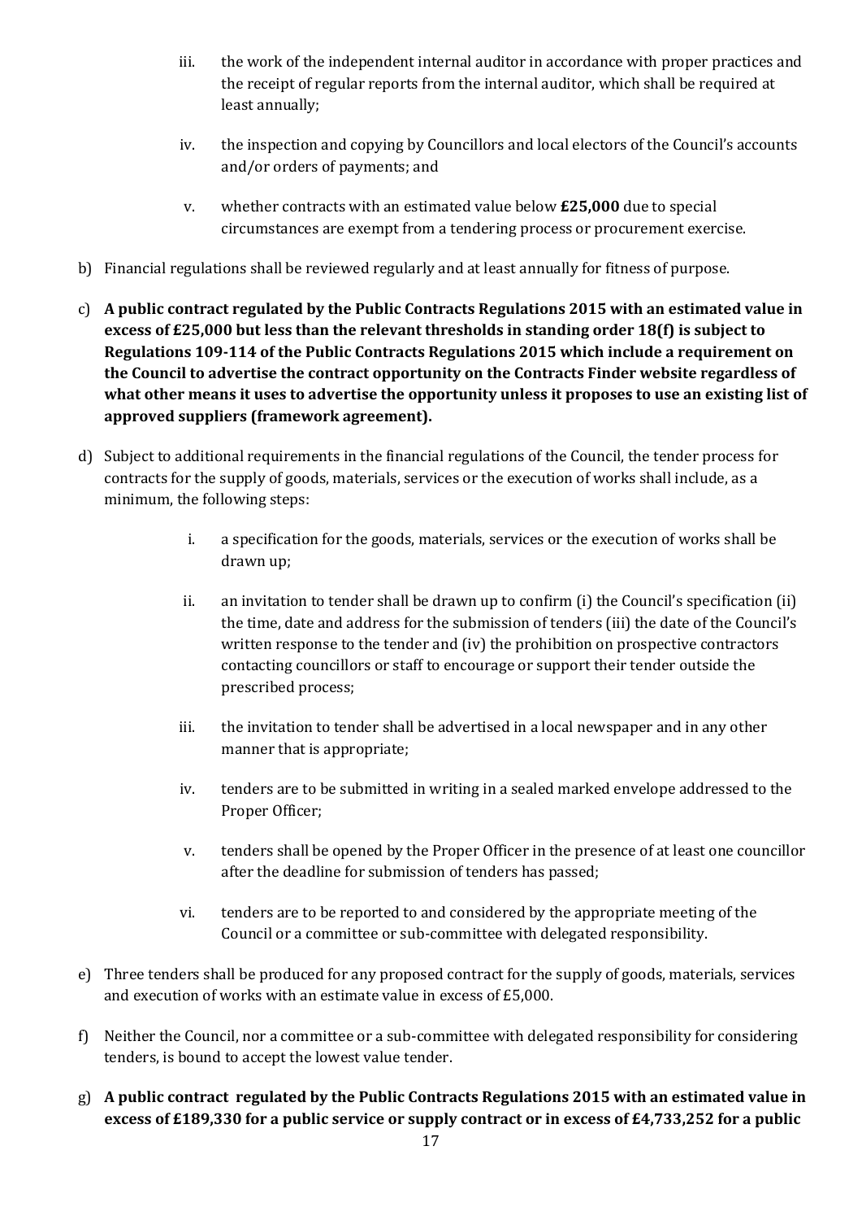iii. the work of the independent internal auditor in accordance with proper practices and the receipt of regular reports from the internal auditor, which shall be required at least annually;

iv. the inspection and copying by Councillors and local electors of the Council's accounts and/or orders of payments; and

v. whether contracts with an estimated value below **£25,000** due to special circumstances are exempt from a tendering process or procurement exercise.

b) Financial regulations shall be reviewed regularly and at least annually for fitness of purpose.

c) **A public contract regulated by the Public Contracts Regulations 2015 with an estimated value in excess of £25,000 but less than the relevant thresholds in standing order 18(f) is subject to Regulations 109-114 of the Public Contracts Regulations 2015 which include a requirement on the Council to advertise the contract opportunity on the Contracts Finder website regardless of what other means it uses to advertise the opportunity unless it proposes to use an existing list of approved suppliers (framework agreement).**

d) Subject to additional requirements in the financial regulations of the Council, the tender process for contracts for the supply of goods, materials, services or the execution of works shall include, as a minimum, the following steps:

i. a specification for the goods, materials, services or the execution of works shall be drawn up;

ii. an invitation to tender shall be drawn up to confirm (i) the Council's specification (ii) the time, date and address for the submission of tenders (iii) the date of the Council's written response to the tender and (iv) the prohibition on prospective contractors contacting councillors or staff to encourage or support their tender outside the prescribed process;

iii. the invitation to tender shall be advertised in a local newspaper and in any other manner that is appropriate;

iv. tenders are to be submitted in writing in a sealed marked envelope addressed to the Proper Officer;

v. tenders shall be opened by the Proper Officer in the presence of at least one councillor after the deadline for submission of tenders has passed;

vi. tenders are to be reported to and considered by the appropriate meeting of the Council or a committee or sub-committee with delegated responsibility.

e) Three tenders shall be produced for any proposed contract for the supply of goods, materials, services and execution of works with an estimate value in excess of £5,000.

f) Neither the Council, nor a committee or a sub-committee with delegated responsibility for considering tenders, is bound to accept the lowest value tender.

g) **A public contract regulated by the Public Contracts Regulations 2015 with an estimated value in excess of £189,330 for a public service or supply contract or in excess of £4,733,252 for a public**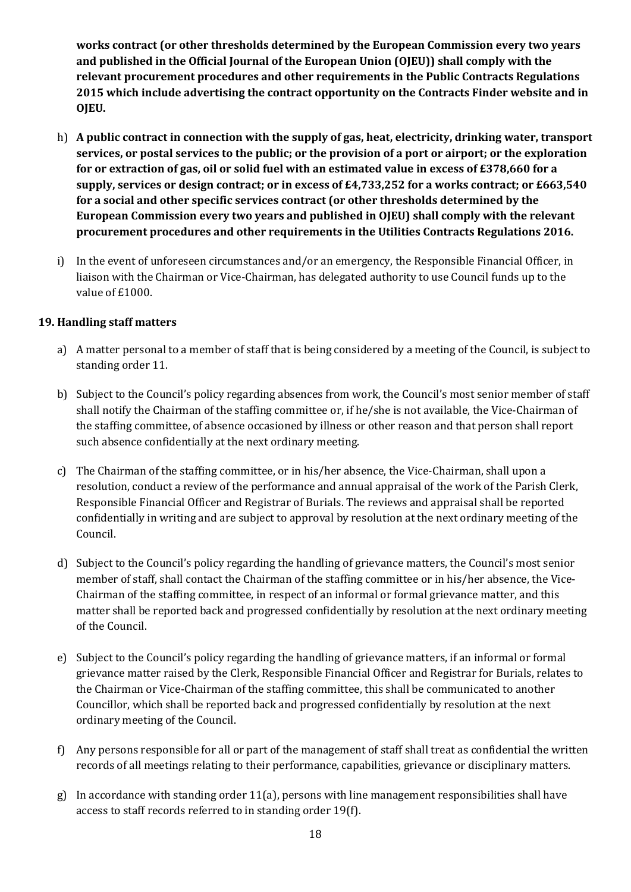**works contract (or other thresholds determined by the European Commission every two years and published in the Official Journal of the European Union (OJEU)) shall comply with the relevant procurement procedures and other requirements in the Public Contracts Regulations 2015 which include advertising the contract opportunity on the Contracts Finder website and in OJEU.**

h) **A public contract in connection with the supply of gas, heat, electricity, drinking water, transport services, or postal services to the public; or the provision of a port or airport; or the exploration for or extraction of gas, oil or solid fuel with an estimated value in excess of £378,660 for a supply, services or design contract; or in excess of £4,733,252 for a works contract; or £663,540 for a social and other specific services contract (or other thresholds determined by the European Commission every two years and published in OJEU) shall comply with the relevant procurement procedures and other requirements in the Utilities Contracts Regulations 2016.**

i) In the event of unforeseen circumstances and/or an emergency, the Responsible Financial Officer, in liaison with the Chairman or Vice-Chairman, has delegated authority to use Council funds up to the value of £1000.

### 19. Handling staff matters

a) A matter personal to a member of staff that is being considered by a meeting of the Council, is subject to standing order 11.

b) Subject to the Council's policy regarding absences from work, the Council's most senior member of staff shall notify the Chairman of the staffing committee or, if he/she is not available, the Vice-Chairman of the staffing committee, of absence occasioned by illness or other reason and that person shall report such absence confidentially at the next ordinary meeting.

c) The Chairman of the staffing committee, or in his/her absence, the Vice-Chairman, shall upon a resolution, conduct a review of the performance and annual appraisal of the work of the Parish Clerk, Responsible Financial Officer and Registrar of Burials. The reviews and appraisal shall be reported confidentially in writing and are subject to approval by resolution at the next ordinary meeting of the Council.

d) Subject to the Council's policy regarding the handling of grievance matters, the Council's most senior member of staff, shall contact the Chairman of the staffing committee or in his/her absence, the Vice-Chairman of the staffing committee, in respect of an informal or formal grievance matter, and this matter shall be reported back and progressed confidentially by resolution at the next ordinary meeting of the Council.

e) Subject to the Council's policy regarding the handling of grievance matters, if an informal or formal grievance matter raised by the Clerk, Responsible Financial Officer and Registrar for Burials, relates to the Chairman or Vice-Chairman of the staffing committee, this shall be communicated to another Councillor, which shall be reported back and progressed confidentially by resolution at the next ordinary meeting of the Council.

f) Any persons responsible for all or part of the management of staff shall treat as confidential the written records of all meetings relating to their performance, capabilities, grievance or disciplinary matters.

g) In accordance with standing order 11(a), persons with line management responsibilities shall have access to staff records referred to in standing order 19(f).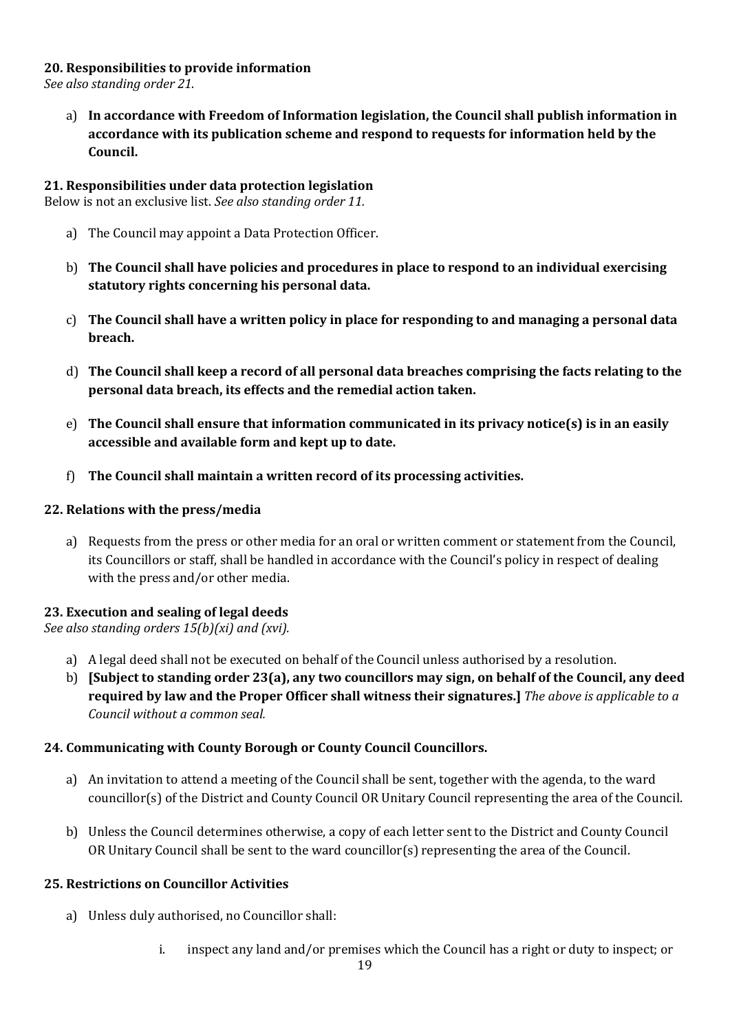**20. Responsibilities to provide information**

*See also standing order 21.*

a) **In accordance with Freedom of Information legislation, the Council shall publish information in accordance with its publication scheme and respond to requests for information held by the Council.**

**21. Responsibilities under data protection legislation**

Below is not an exclusive list. *See also standing order 11.*

a) The Council may appoint a Data Protection Officer.

b) **The Council shall have policies and procedures in place to respond to an individual exercising statutory rights concerning his personal data.**

c) **The Council shall have a written policy in place for responding to and managing a personal data breach.**

d) **The Council shall keep a record of all personal data breaches comprising the facts relating to the personal data breach, its effects and the remedial action taken.**

e) **The Council shall ensure that information communicated in its privacy notice(s) is in an easily accessible and available form and kept up to date.**

f) **The Council shall maintain a written record of its processing activities.**

**22. Relations with the press/media**

a) Requests from the press or other media for an oral or written comment or statement from the Council, its Councillors or staff, shall be handled in accordance with the Council's policy in respect of dealing with the press and/or other media.

**23. Execution and sealing of legal deeds**

*See also standing orders 15(b)(xi) and (xvi).*

a) A legal deed shall not be executed on behalf of the Council unless authorised by a resolution.

b) **[Subject to standing order 23(a), any two councillors may sign, on behalf of the Council, any deed required by law and the Proper Officer shall witness their signatures.]** *The above is applicable to a Council without a common seal.*

**24. Communicating with County Borough or County Council Councillors.**

a) An invitation to attend a meeting of the Council shall be sent, together with the agenda, to the ward councillor(s) of the District and County Council OR Unitary Council representing the area of the Council.

b) Unless the Council determines otherwise, a copy of each letter sent to the District and County Council OR Unitary Council shall be sent to the ward councillor(s) representing the area of the Council.

**25. Restrictions on Councillor Activities**

a) Unless duly authorised, no Councillor shall:

   i. inspect any land and/or premises which the Council has a right or duty to inspect; or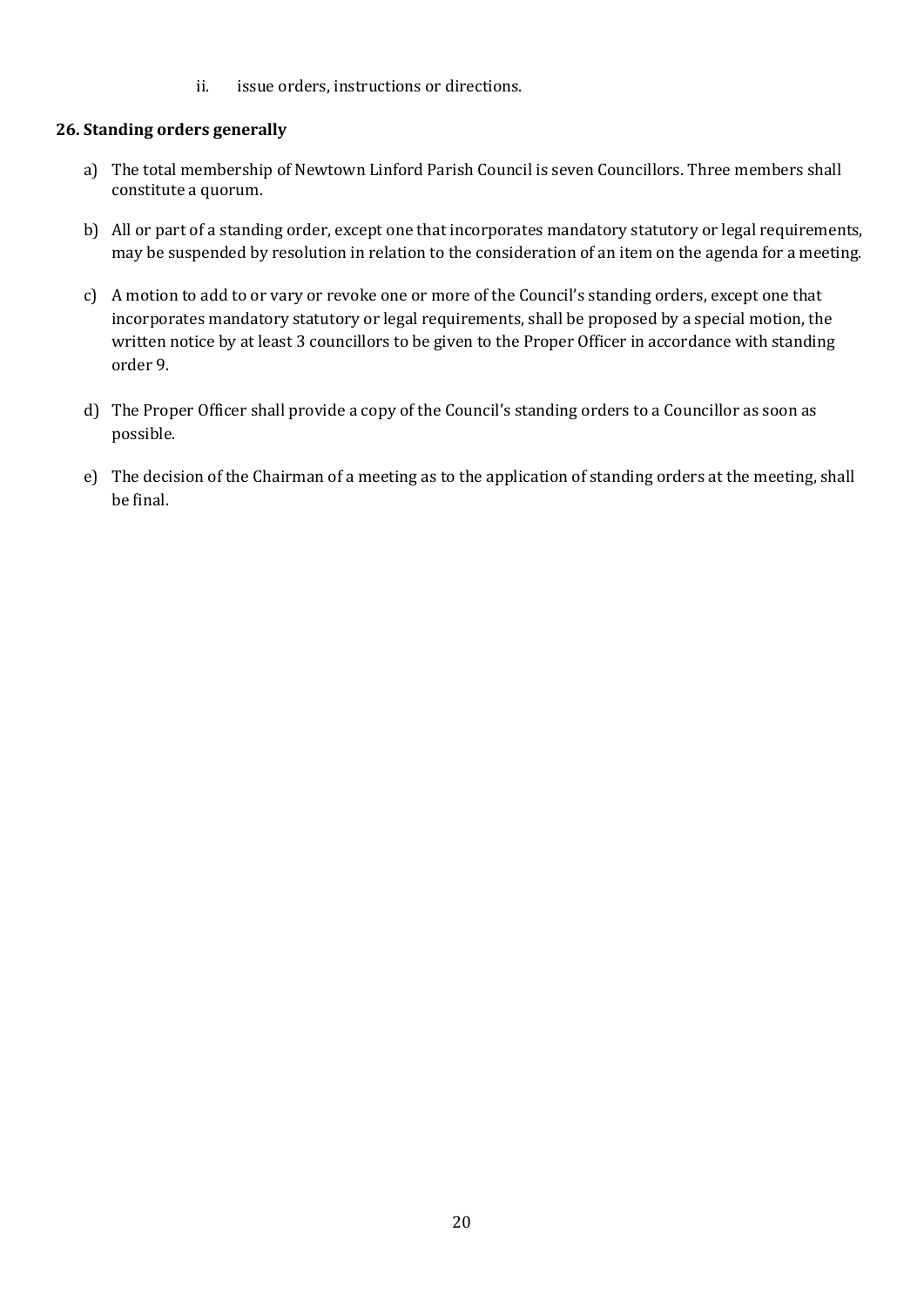ii. issue orders, instructions or directions.

**26. Standing orders generally**

a) The total membership of Newtown Linford Parish Council is seven Councillors. Three members shall constitute a quorum.

b) All or part of a standing order, except one that incorporates mandatory statutory or legal requirements, may be suspended by resolution in relation to the consideration of an item on the agenda for a meeting.

c) A motion to add to or vary or revoke one or more of the Council's standing orders, except one that incorporates mandatory statutory or legal requirements, shall be proposed by a special motion, the written notice by at least 3 councillors to be given to the Proper Officer in accordance with standing order 9.

d) The Proper Officer shall provide a copy of the Council's standing orders to a Councillor as soon as possible.

e) The decision of the Chairman of a meeting as to the application of standing orders at the meeting, shall be final.